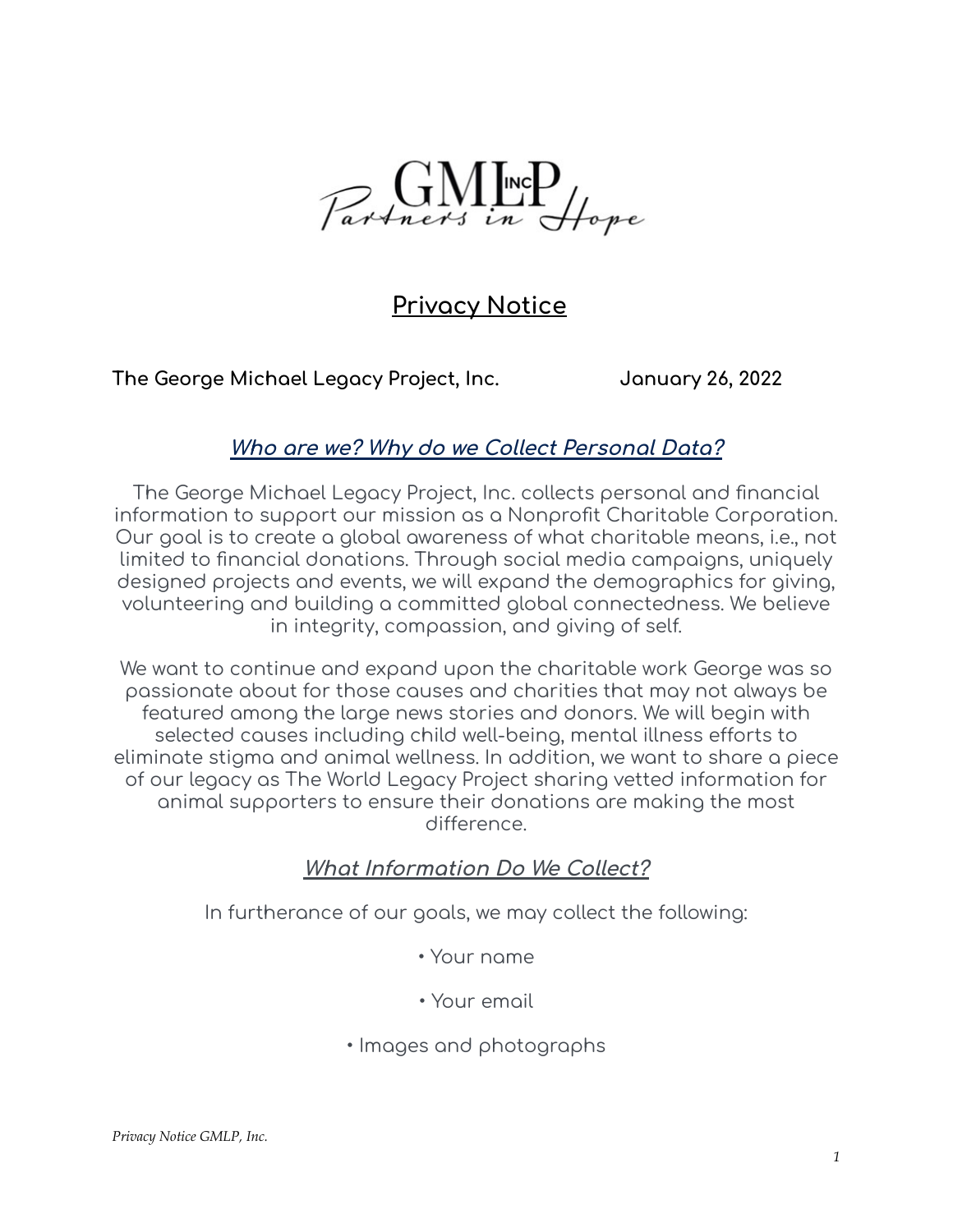GMLP INC
Partners in Hope

# Privacy Notice

**The George Michael Legacy Project, Inc.** **January 26, 2022**

## *Who are we? Why do we Collect Personal Data?*

The George Michael Legacy Project, Inc. collects personal and financial information to support our mission as a Nonprofit Charitable Corporation. Our goal is to create a global awareness of what charitable means, i.e., not limited to financial donations. Through social media campaigns, uniquely designed projects and events, we will expand the demographics for giving, volunteering and building a committed global connectedness. We believe in integrity, compassion, and giving of self.

We want to continue and expand upon the charitable work George was so passionate about for those causes and charities that may not always be featured among the large news stories and donors. We will begin with selected causes including child well-being, mental illness efforts to eliminate stigma and animal wellness. In addition, we want to share a piece of our legacy as The World Legacy Project sharing vetted information for animal supporters to ensure their donations are making the most difference.

## *What Information Do We Collect?*

In furtherance of our goals, we may collect the following:

- Your name
- Your email
- Images and photographs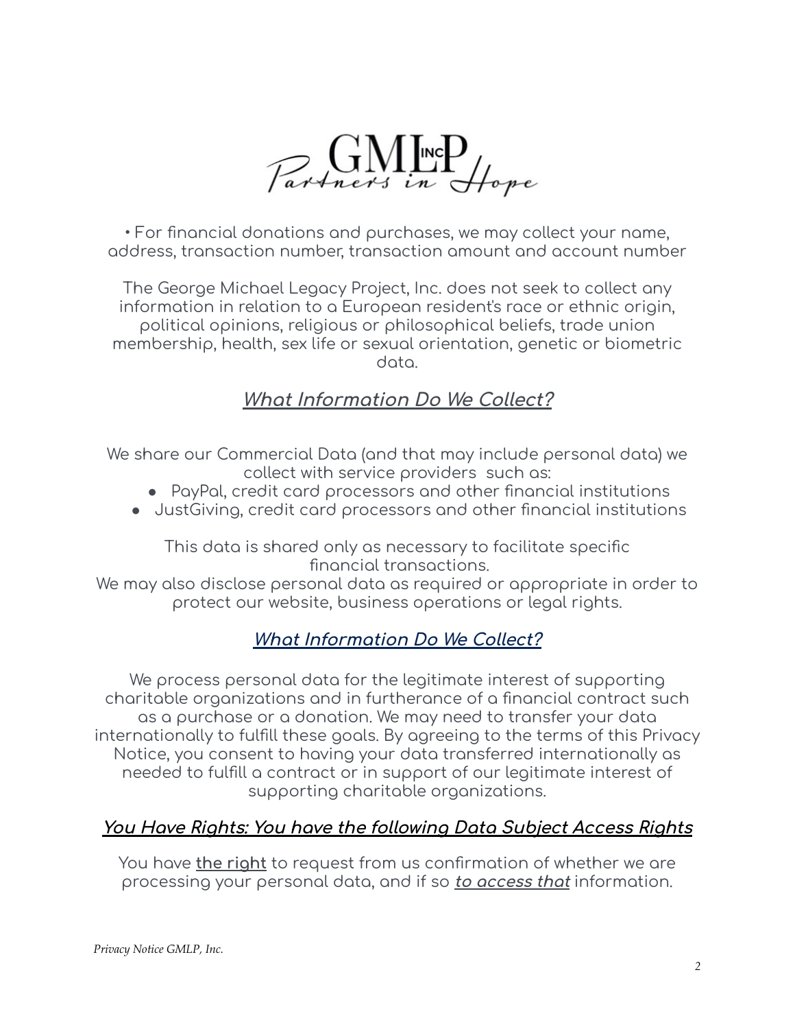• For financial donations and purchases, we may collect your name, address, transaction number, transaction amount and account number

The George Michael Legacy Project, Inc. does not seek to collect any information in relation to a European resident's race or ethnic origin, political opinions, religious or philosophical beliefs, trade union membership, health, sex life or sexual orientation, genetic or biometric data.

## ***What Information Do We Collect?***

We share our Commercial Data (and that may include personal data) we collect with service providers such as:

- PayPal, credit card processors and other financial institutions
- JustGiving, credit card processors and other financial institutions

This data is shared only as necessary to facilitate specific financial transactions.
We may also disclose personal data as required or appropriate in order to protect our website, business operations or legal rights.

## ***What Information Do We Collect?***

We process personal data for the legitimate interest of supporting charitable organizations and in furtherance of a financial contract such as a purchase or a donation. We may need to transfer your data internationally to fulfill these goals. By agreeing to the terms of this Privacy Notice, you consent to having your data transferred internationally as needed to fulfill a contract or in support of our legitimate interest of supporting charitable organizations.

## ***You Have Rights: You have the following Data Subject Access Rights***

You have **the right** to request from us confirmation of whether we are processing your personal data, and if so ***to access that*** information.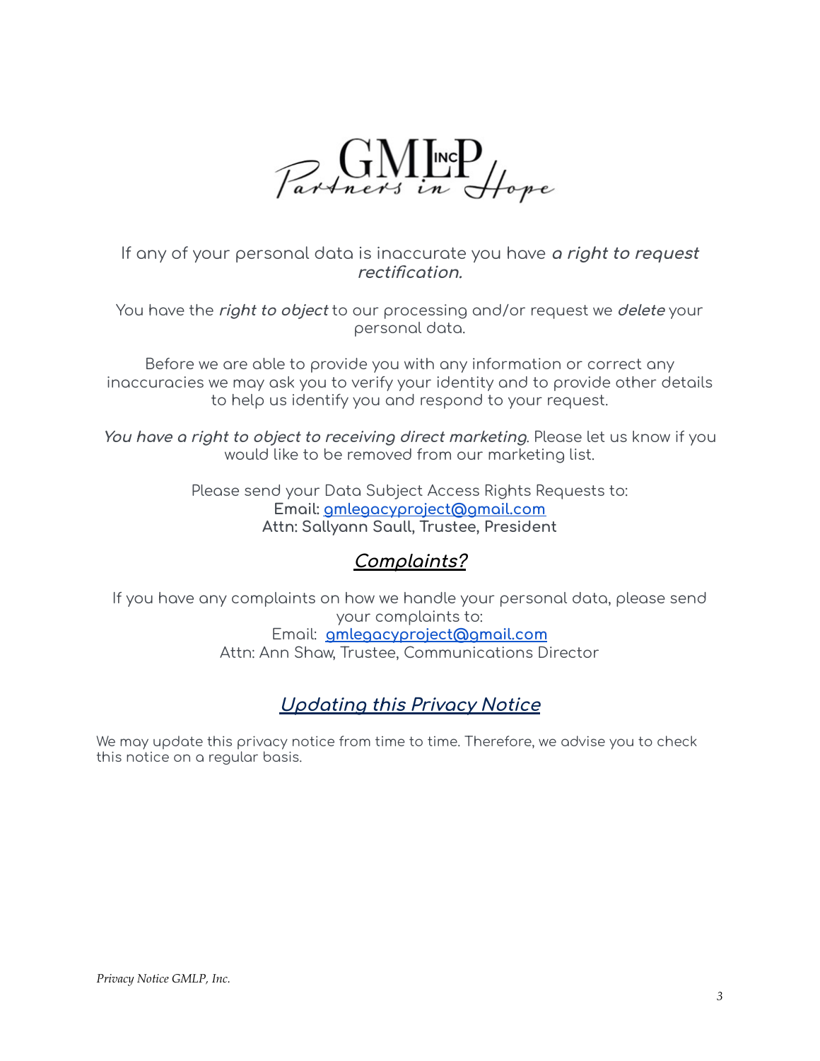If any of your personal data is inaccurate you have ***a right to request rectification.***

You have the ***right to object*** to our processing and/or request we ***delete*** your personal data.

Before we are able to provide you with any information or correct any inaccuracies we may ask you to verify your identity and to provide other details to help us identify you and respond to your request.

***You have a right to object to receiving direct marketing***. Please let us know if you would like to be removed from our marketing list.

Please send your Data Subject Access Rights Requests to:
**Email: gmlegacyproject@gmail.com**
**Attn: Sallyann Saull, Trustee, President**

## ***Complaints?***

If you have any complaints on how we handle your personal data, please send your complaints to:
Email: **gmlegacyproject@gmail.com**
Attn: Ann Shaw, Trustee, Communications Director

## *Updating this Privacy Notice*

We may update this privacy notice from time to time. Therefore, we advise you to check this notice on a regular basis.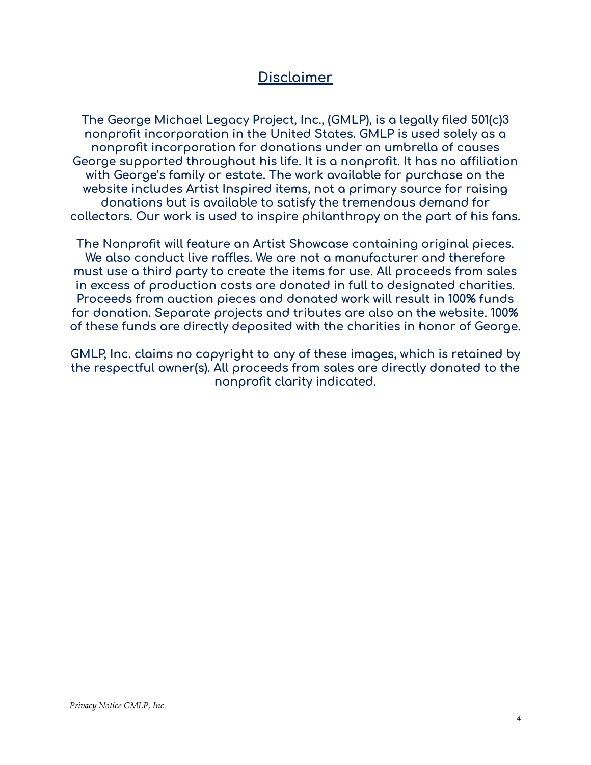## Disclaimer

The George Michael Legacy Project, Inc., (GMLP), is a legally filed 501(c)3 nonprofit incorporation in the United States. GMLP is used solely as a nonprofit incorporation for donations under an umbrella of causes George supported throughout his life. It is a nonprofit. It has no affiliation with George's family or estate. The work available for purchase on the website includes Artist Inspired items, not a primary source for raising donations but is available to satisfy the tremendous demand for collectors. Our work is used to inspire philanthropy on the part of his fans.

The Nonprofit will feature an Artist Showcase containing original pieces. We also conduct live raffles. We are not a manufacturer and therefore must use a third party to create the items for use. All proceeds from sales in excess of production costs are donated in full to designated charities. Proceeds from auction pieces and donated work will result in 100% funds for donation. Separate projects and tributes are also on the website. 100% of these funds are directly deposited with the charities in honor of George.

GMLP, Inc. claims no copyright to any of these images, which is retained by the respectful owner(s). All proceeds from sales are directly donated to the nonprofit clarity indicated.